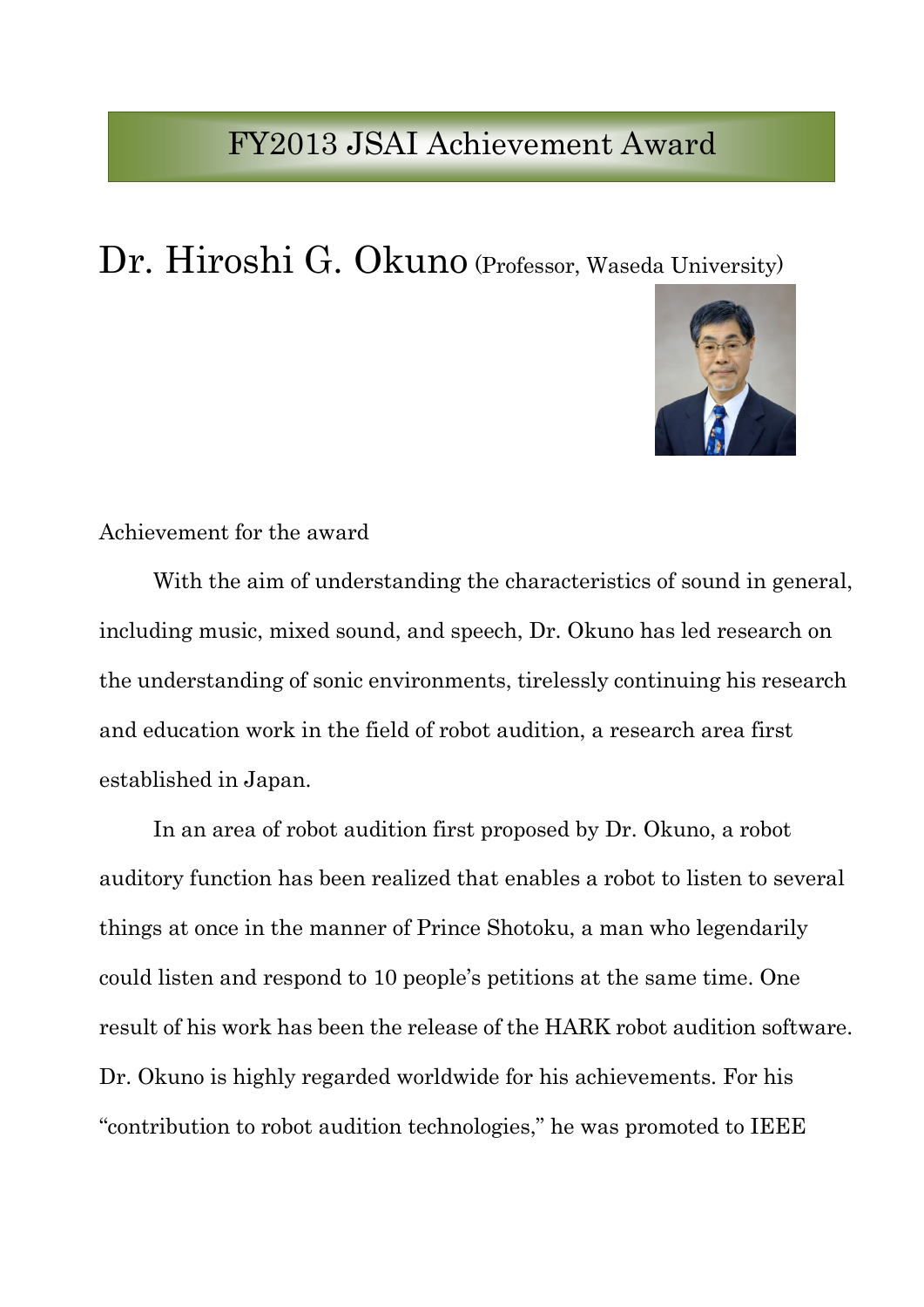# FY2013 JSAI Achievement Award

## Dr. Hiroshi G. Okuno (Professor, Waseda University)

Achievement for the award

With the aim of understanding the characteristics of sound in general, including music, mixed sound, and speech, Dr. Okuno has led research on the understanding of sonic environments, tirelessly continuing his research and education work in the field of robot audition, a research area first established in Japan.

In an area of robot audition first proposed by Dr. Okuno, a robot auditory function has been realized that enables a robot to listen to several things at once in the manner of Prince Shotoku, a man who legendarily could listen and respond to 10 people's petitions at the same time. One result of his work has been the release of the HARK robot audition software. Dr. Okuno is highly regarded worldwide for his achievements. For his "contribution to robot audition technologies," he was promoted to IEEE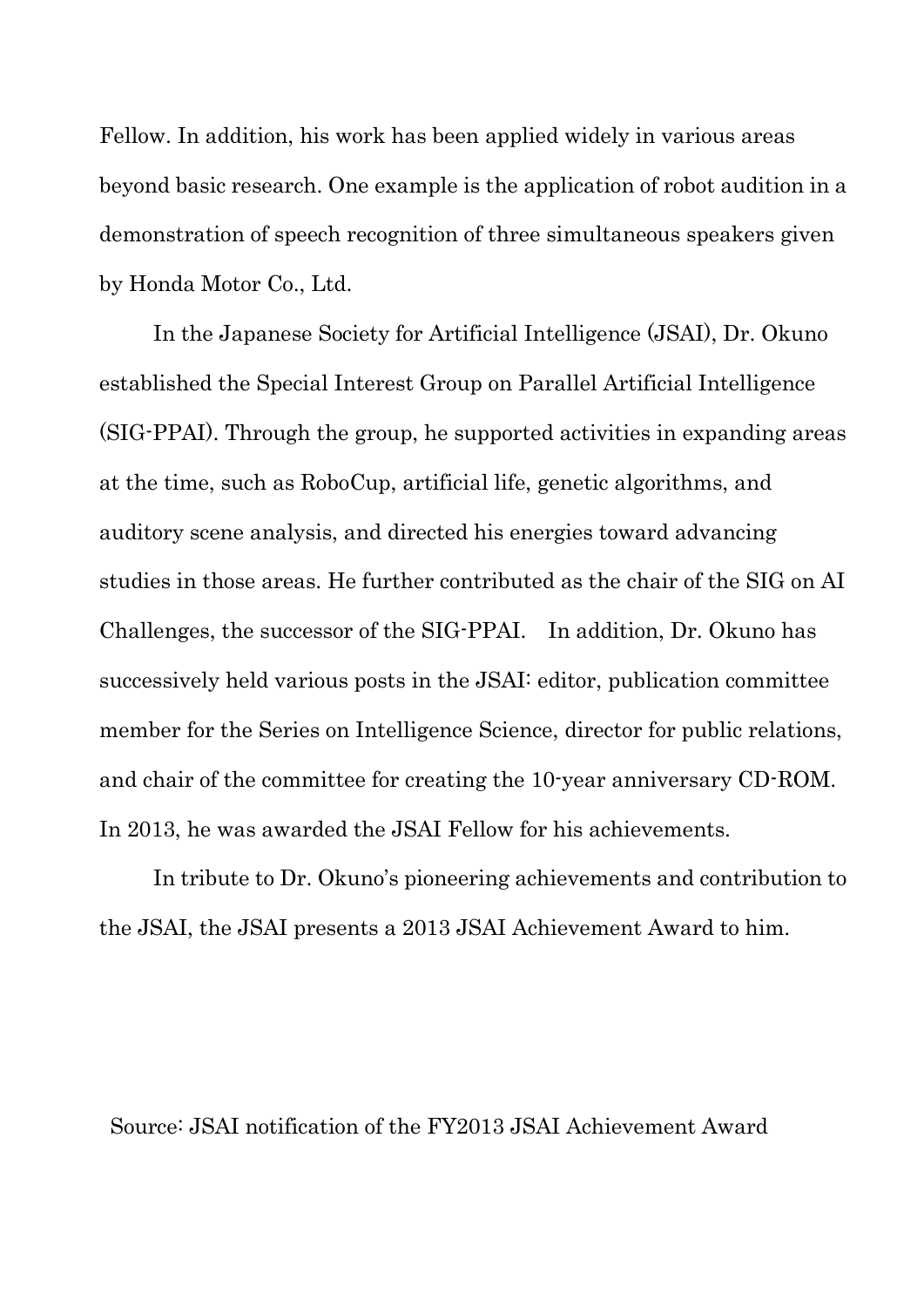Fellow. In addition, his work has been applied widely in various areas beyond basic research. One example is the application of robot audition in a demonstration of speech recognition of three simultaneous speakers given by Honda Motor Co., Ltd.

In the Japanese Society for Artificial Intelligence (JSAI), Dr. Okuno established the Special Interest Group on Parallel Artificial Intelligence (SIG-PPAI). Through the group, he supported activities in expanding areas at the time, such as RoboCup, artificial life, genetic algorithms, and auditory scene analysis, and directed his energies toward advancing studies in those areas. He further contributed as the chair of the SIG on AI Challenges, the successor of the SIG-PPAI. In addition, Dr. Okuno has successively held various posts in the JSAI: editor, publication committee member for the Series on Intelligence Science, director for public relations, and chair of the committee for creating the 10-year anniversary CD-ROM. In 2013, he was awarded the JSAI Fellow for his achievements.

In tribute to Dr. Okuno's pioneering achievements and contribution to the JSAI, the JSAI presents a 2013 JSAI Achievement Award to him.

Source: JSAI notification of the FY2013 JSAI Achievement Award